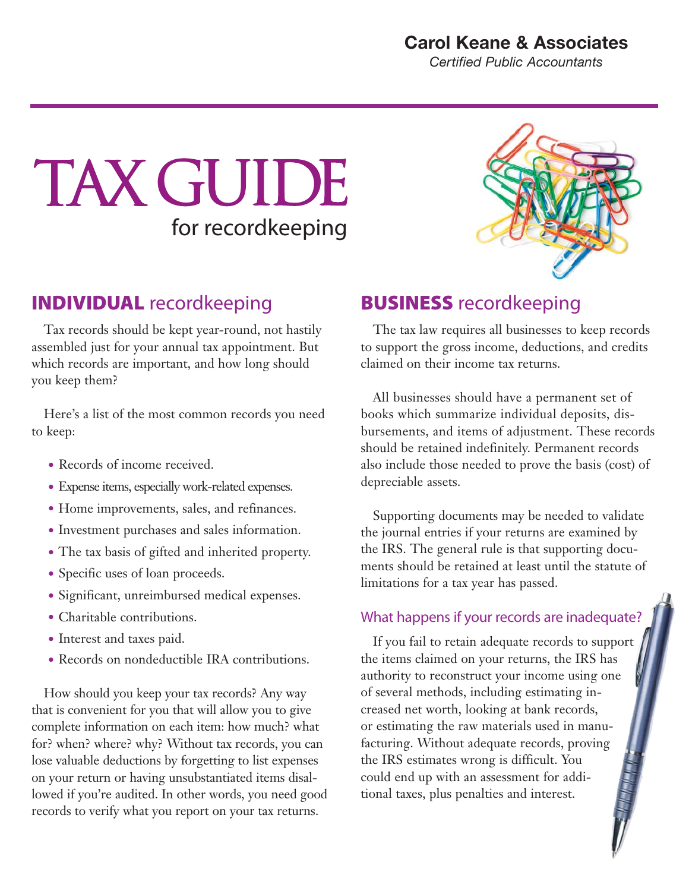**Carol Keane & Associates**
*Certified Public Accountants*

# TAX GUIDE
## for recordkeeping

## INDIVIDUAL recordkeeping

Tax records should be kept year-round, not hastily assembled just for your annual tax appointment. But which records are important, and how long should you keep them?

Here's a list of the most common records you need to keep:

- Records of income received.
- Expense items, especially work-related expenses.
- Home improvements, sales, and refinances.
- Investment purchases and sales information.
- The tax basis of gifted and inherited property.
- Specific uses of loan proceeds.
- Significant, unreimbursed medical expenses.
- Charitable contributions.
- Interest and taxes paid.
- Records on nondeductible IRA contributions.

How should you keep your tax records? Any way that is convenient for you that will allow you to give complete information on each item: how much? what for? when? where? why? Without tax records, you can lose valuable deductions by forgetting to list expenses on your return or having unsubstantiated items disallowed if you're audited. In other words, you need good records to verify what you report on your tax returns.

## BUSINESS recordkeeping

The tax law requires all businesses to keep records to support the gross income, deductions, and credits claimed on their income tax returns.

All businesses should have a permanent set of books which summarize individual deposits, disbursements, and items of adjustment. These records should be retained indefinitely. Permanent records also include those needed to prove the basis (cost) of depreciable assets.

Supporting documents may be needed to validate the journal entries if your returns are examined by the IRS. The general rule is that supporting documents should be retained at least until the statute of limitations for a tax year has passed.

### What happens if your records are inadequate?

If you fail to retain adequate records to support the items claimed on your returns, the IRS has authority to reconstruct your income using one of several methods, including estimating increased net worth, looking at bank records, or estimating the raw materials used in manufacturing. Without adequate records, proving the IRS estimates wrong is difficult. You could end up with an assessment for additional taxes, plus penalties and interest.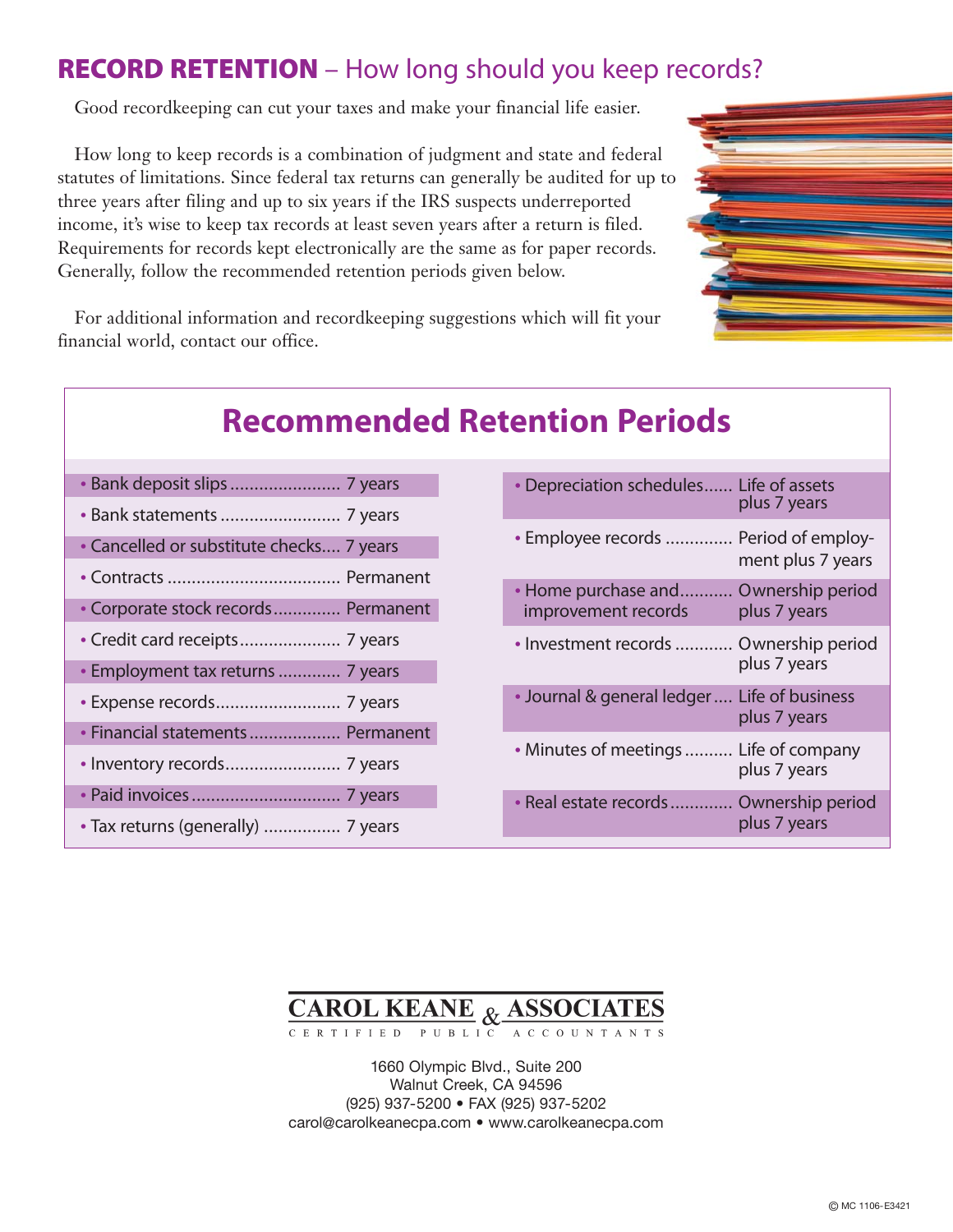## RECORD RETENTION – How long should you keep records?

Good recordkeeping can cut your taxes and make your financial life easier.

How long to keep records is a combination of judgment and state and federal statutes of limitations. Since federal tax returns can generally be audited for up to three years after filing and up to six years if the IRS suspects underreported income, it's wise to keep tax records at least seven years after a return is filed. Requirements for records kept electronically are the same as for paper records. Generally, follow the recommended retention periods given below.

For additional information and recordkeeping suggestions which will fit your financial world, contact our office.

## Recommended Retention Periods

| Record | Retention Period |
|---|---|
| Bank deposit slips | 7 years |
| Bank statements | 7 years |
| Cancelled or substitute checks | 7 years |
| Contracts | Permanent |
| Corporate stock records | Permanent |
| Credit card receipts | 7 years |
| Employment tax returns | 7 years |
| Expense records | 7 years |
| Financial statements | Permanent |
| Inventory records | 7 years |
| Paid invoices | 7 years |
| Tax returns (generally) | 7 years |
| Depreciation schedules | Life of assets plus 7 years |
| Employee records | Period of employment plus 7 years |
| Home purchase and improvement records | Ownership period plus 7 years |
| Investment records | Ownership period plus 7 years |
| Journal & general ledger | Life of business plus 7 years |
| Minutes of meetings | Life of company plus 7 years |
| Real estate records | Ownership period plus 7 years |

**CAROL KEANE & ASSOCIATES**
CERTIFIED PUBLIC ACCOUNTANTS

1660 Olympic Blvd., Suite 200
Walnut Creek, CA 94596
(925) 937-5200 • FAX (925) 937-5202
carol@carolkeanecpa.com • www.carolkeanecpa.com

© MC 1106-E3421